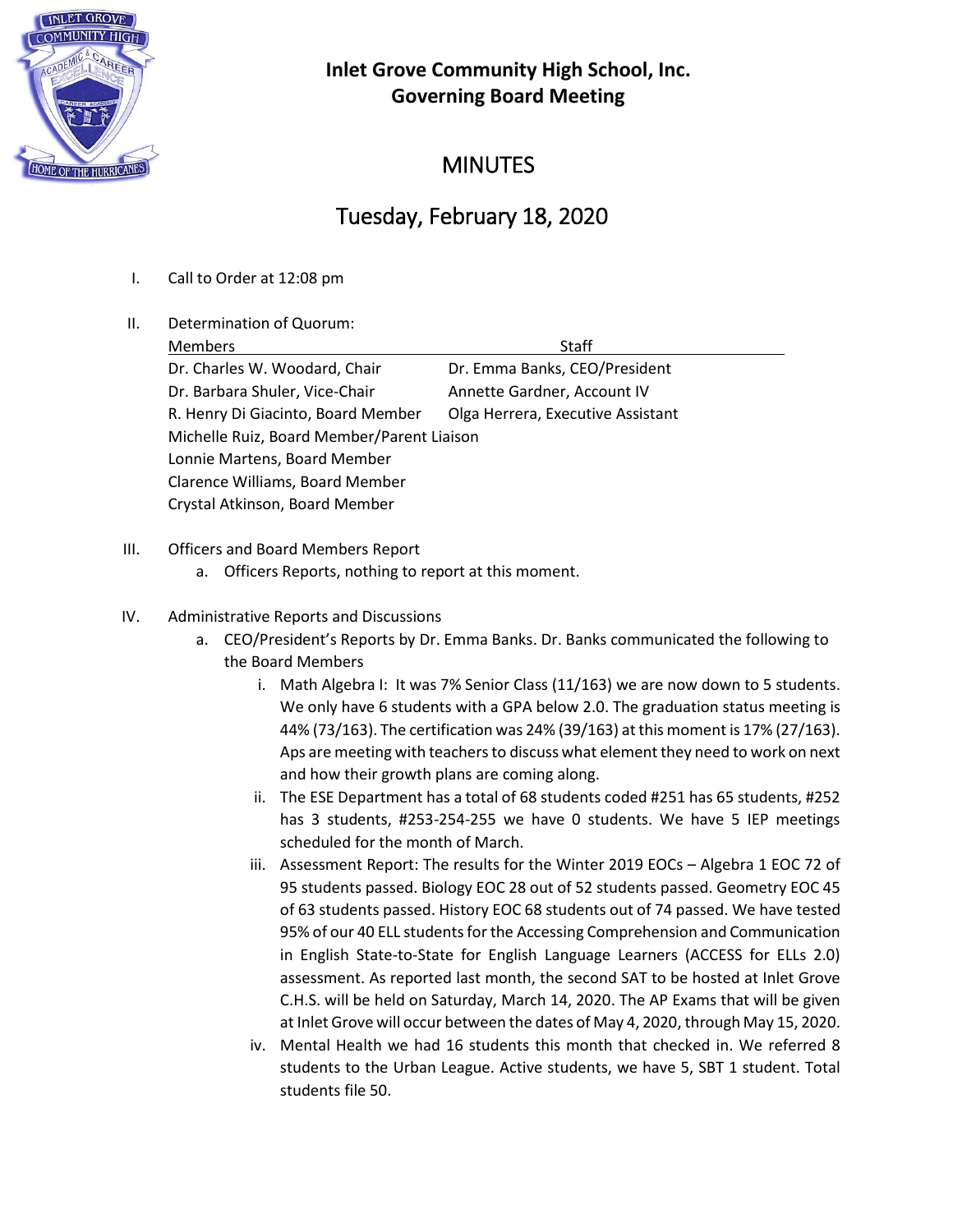# Inlet Grove Community High School, Inc.
## Governing Board Meeting

# MINUTES

## Tuesday, February 18, 2020

I. Call to Order at 12:08 pm

II. Determination of Quorum:

| Members | Staff |
|---|---|
| Dr. Charles W. Woodard, Chair | Dr. Emma Banks, CEO/President |
| Dr. Barbara Shuler, Vice-Chair | Annette Gardner, Account IV |
| R. Henry Di Giacinto, Board Member | Olga Herrera, Executive Assistant |
| Michelle Ruiz, Board Member/Parent Liaison | |
| Lonnie Martens, Board Member | |
| Clarence Williams, Board Member | |
| Crystal Atkinson, Board Member | |

III. Officers and Board Members Report
   a. Officers Reports, nothing to report at this moment.

IV. Administrative Reports and Discussions
   a. CEO/President's Reports by Dr. Emma Banks. Dr. Banks communicated the following to the Board Members
      i. Math Algebra I: It was 7% Senior Class (11/163) we are now down to 5 students. We only have 6 students with a GPA below 2.0. The graduation status meeting is 44% (73/163). The certification was 24% (39/163) at this moment is 17% (27/163). Aps are meeting with teachers to discuss what element they need to work on next and how their growth plans are coming along.
      ii. The ESE Department has a total of 68 students coded #251 has 65 students, #252 has 3 students, #253-254-255 we have 0 students. We have 5 IEP meetings scheduled for the month of March.
      iii. Assessment Report: The results for the Winter 2019 EOCs – Algebra 1 EOC 72 of 95 students passed. Biology EOC 28 out of 52 students passed. Geometry EOC 45 of 63 students passed. History EOC 68 students out of 74 passed. We have tested 95% of our 40 ELL students for the Accessing Comprehension and Communication in English State-to-State for English Language Learners (ACCESS for ELLs 2.0) assessment. As reported last month, the second SAT to be hosted at Inlet Grove C.H.S. will be held on Saturday, March 14, 2020. The AP Exams that will be given at Inlet Grove will occur between the dates of May 4, 2020, through May 15, 2020.
      iv. Mental Health we had 16 students this month that checked in. We referred 8 students to the Urban League. Active students, we have 5, SBT 1 student. Total students file 50.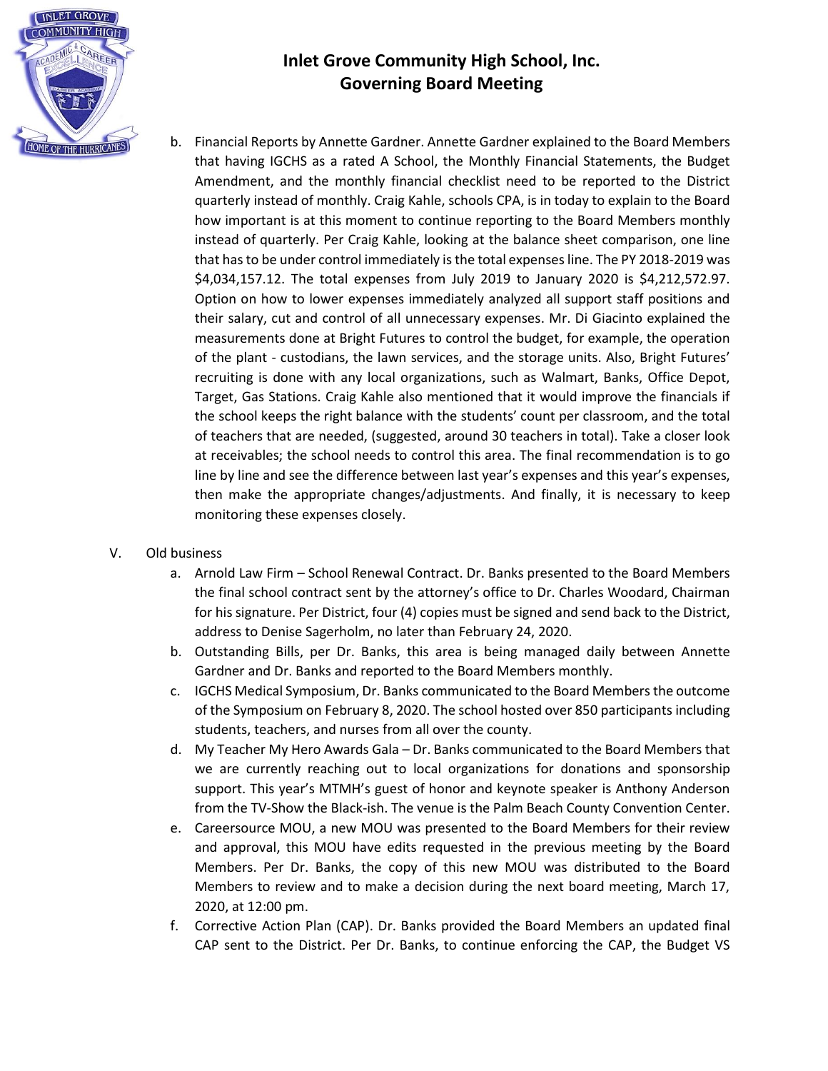# Inlet Grove Community High School, Inc.
## Governing Board Meeting

b. Financial Reports by Annette Gardner. Annette Gardner explained to the Board Members that having IGCHS as a rated A School, the Monthly Financial Statements, the Budget Amendment, and the monthly financial checklist need to be reported to the District quarterly instead of monthly. Craig Kahle, schools CPA, is in today to explain to the Board how important is at this moment to continue reporting to the Board Members monthly instead of quarterly. Per Craig Kahle, looking at the balance sheet comparison, one line that has to be under control immediately is the total expenses line. The PY 2018-2019 was $4,034,157.12. The total expenses from July 2019 to January 2020 is $4,212,572.97. Option on how to lower expenses immediately analyzed all support staff positions and their salary, cut and control of all unnecessary expenses. Mr. Di Giacinto explained the measurements done at Bright Futures to control the budget, for example, the operation of the plant - custodians, the lawn services, and the storage units. Also, Bright Futures' recruiting is done with any local organizations, such as Walmart, Banks, Office Depot, Target, Gas Stations. Craig Kahle also mentioned that it would improve the financials if the school keeps the right balance with the students' count per classroom, and the total of teachers that are needed, (suggested, around 30 teachers in total). Take a closer look at receivables; the school needs to control this area. The final recommendation is to go line by line and see the difference between last year's expenses and this year's expenses, then make the appropriate changes/adjustments. And finally, it is necessary to keep monitoring these expenses closely.

V. Old business

a. Arnold Law Firm – School Renewal Contract. Dr. Banks presented to the Board Members the final school contract sent by the attorney's office to Dr. Charles Woodard, Chairman for his signature. Per District, four (4) copies must be signed and send back to the District, address to Denise Sagerholm, no later than February 24, 2020.

b. Outstanding Bills, per Dr. Banks, this area is being managed daily between Annette Gardner and Dr. Banks and reported to the Board Members monthly.

c. IGCHS Medical Symposium, Dr. Banks communicated to the Board Members the outcome of the Symposium on February 8, 2020. The school hosted over 850 participants including students, teachers, and nurses from all over the county.

d. My Teacher My Hero Awards Gala – Dr. Banks communicated to the Board Members that we are currently reaching out to local organizations for donations and sponsorship support. This year's MTMH's guest of honor and keynote speaker is Anthony Anderson from the TV-Show the Black-ish. The venue is the Palm Beach County Convention Center.

e. Careersource MOU, a new MOU was presented to the Board Members for their review and approval, this MOU have edits requested in the previous meeting by the Board Members. Per Dr. Banks, the copy of this new MOU was distributed to the Board Members to review and to make a decision during the next board meeting, March 17, 2020, at 12:00 pm.

f. Corrective Action Plan (CAP). Dr. Banks provided the Board Members an updated final CAP sent to the District. Per Dr. Banks, to continue enforcing the CAP, the Budget VS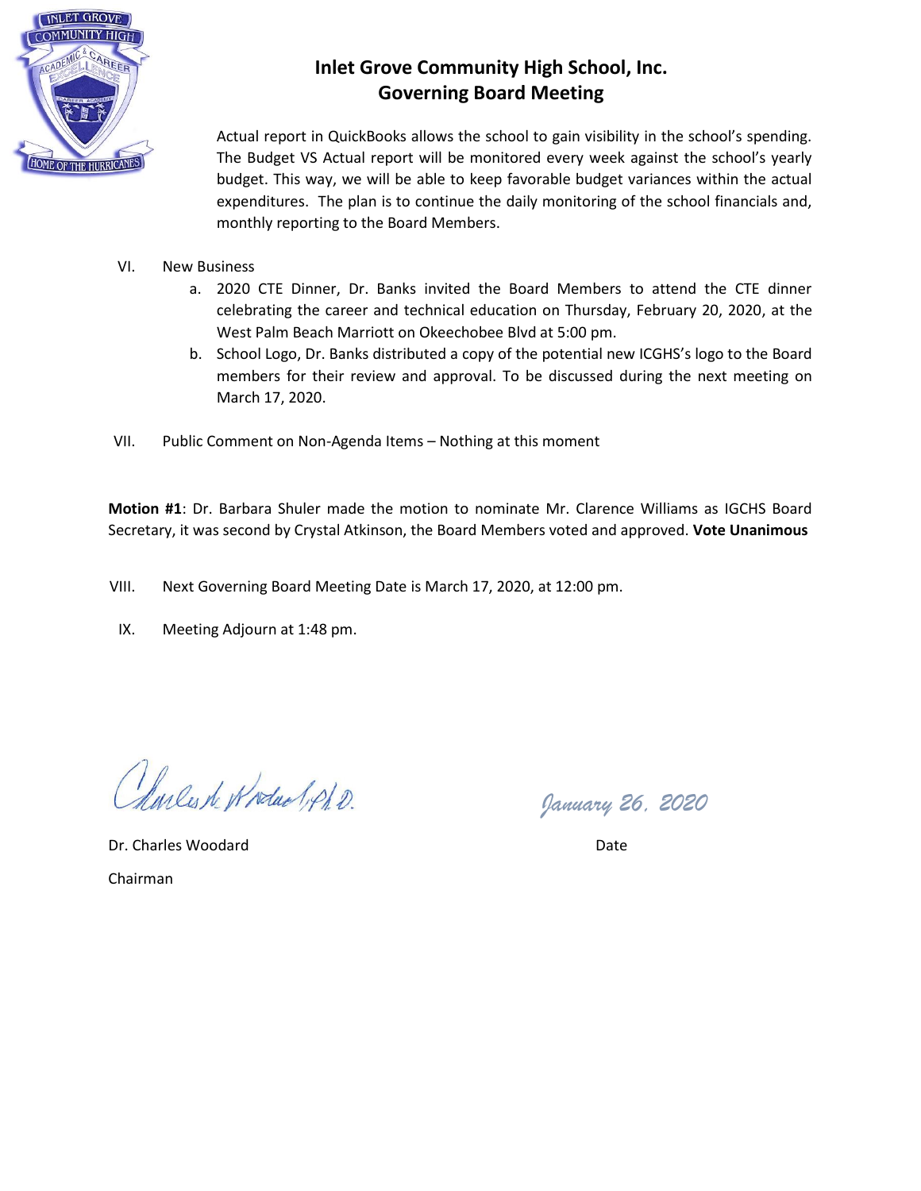# Inlet Grove Community High School, Inc.
## Governing Board Meeting

Actual report in QuickBooks allows the school to gain visibility in the school's spending. The Budget VS Actual report will be monitored every week against the school's yearly budget. This way, we will be able to keep favorable budget variances within the actual expenditures. The plan is to continue the daily monitoring of the school financials and, monthly reporting to the Board Members.

VI. New Business

a. 2020 CTE Dinner, Dr. Banks invited the Board Members to attend the CTE dinner celebrating the career and technical education on Thursday, February 20, 2020, at the West Palm Beach Marriott on Okeechobee Blvd at 5:00 pm.

b. School Logo, Dr. Banks distributed a copy of the potential new ICGHS's logo to the Board members for their review and approval. To be discussed during the next meeting on March 17, 2020.

VII. Public Comment on Non-Agenda Items – Nothing at this moment

**Motion #1**: Dr. Barbara Shuler made the motion to nominate Mr. Clarence Williams as IGCHS Board Secretary, it was second by Crystal Atkinson, the Board Members voted and approved. **Vote Unanimous**

VIII. Next Governing Board Meeting Date is March 17, 2020, at 12:00 pm.

IX. Meeting Adjourn at 1:48 pm.

Charles A. Woodard, Ph.D.

January 26, 2020

Dr. Charles Woodard

Date

Chairman